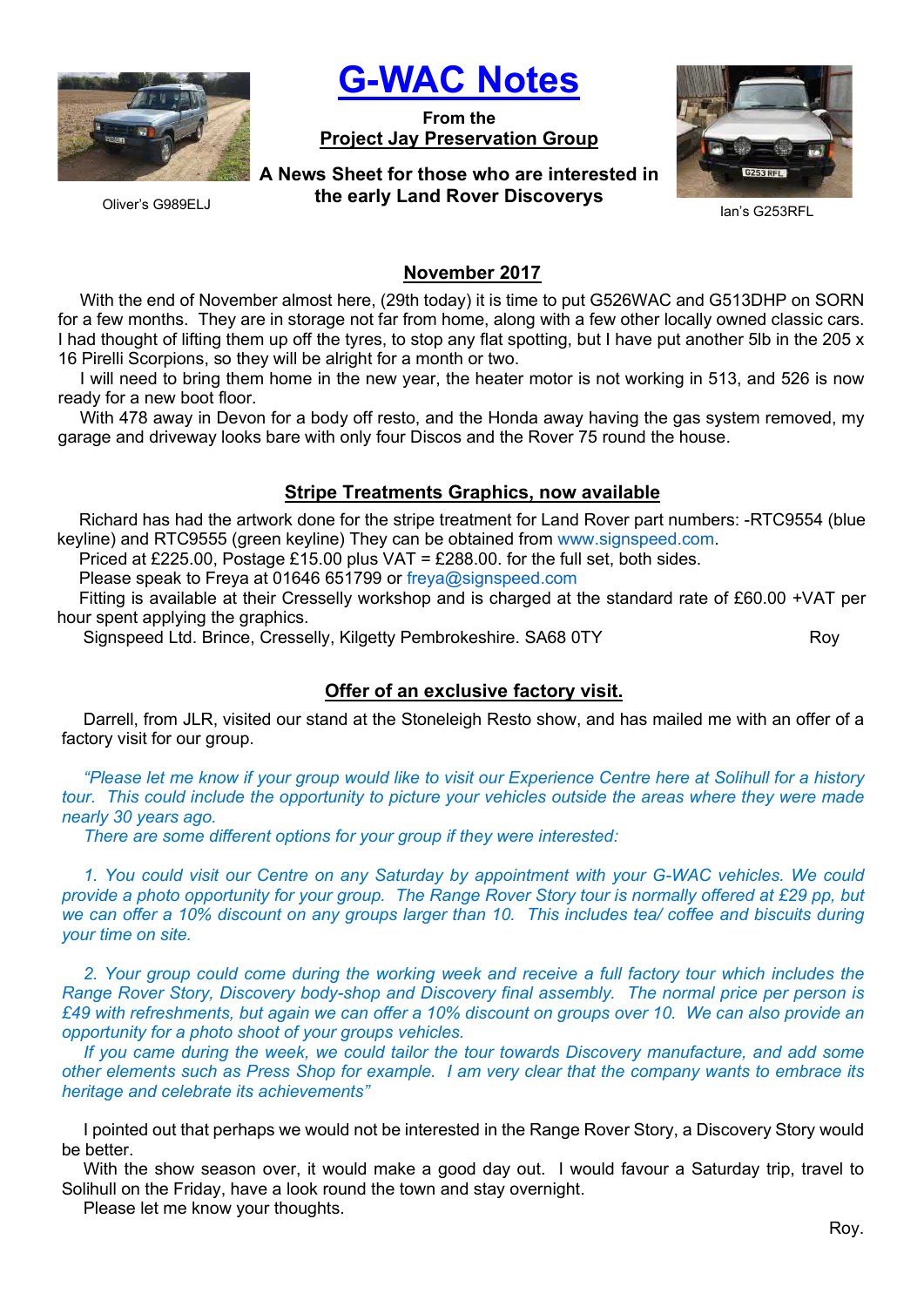# G-WAC Notes

**From the**
**Project Jay Preservation Group**

**A News Sheet for those who are interested in the early Land Rover Discoverys**

Oliver's G989ELJ

Ian's G253RFL

## November 2017

With the end of November almost here, (29th today) it is time to put G526WAC and G513DHP on SORN for a few months. They are in storage not far from home, along with a few other locally owned classic cars. I had thought of lifting them up off the tyres, to stop any flat spotting, but I have put another 5lb in the 205 x 16 Pirelli Scorpions, so they will be alright for a month or two.

I will need to bring them home in the new year, the heater motor is not working in 513, and 526 is now ready for a new boot floor.

With 478 away in Devon for a body off resto, and the Honda away having the gas system removed, my garage and driveway looks bare with only four Discos and the Rover 75 round the house.

## Stripe Treatments Graphics, now available

Richard has had the artwork done for the stripe treatment for Land Rover part numbers: -RTC9554 (blue keyline) and RTC9555 (green keyline) They can be obtained from www.signspeed.com.

Priced at £225.00, Postage £15.00 plus VAT = £288.00. for the full set, both sides.

Please speak to Freya at 01646 651799 or freya@signspeed.com

Fitting is available at their Cresselly workshop and is charged at the standard rate of £60.00 +VAT per hour spent applying the graphics.

Signspeed Ltd. Brince, Cresselly, Kilgetty Pembrokeshire. SA68 0TY

Roy

## Offer of an exclusive factory visit.

Darrell, from JLR, visited our stand at the Stoneleigh Resto show, and has mailed me with an offer of a factory visit for our group.

*"Please let me know if your group would like to visit our Experience Centre here at Solihull for a history tour. This could include the opportunity to picture your vehicles outside the areas where they were made nearly 30 years ago.*

*There are some different options for your group if they were interested:*

*1. You could visit our Centre on any Saturday by appointment with your G-WAC vehicles. We could provide a photo opportunity for your group. The Range Rover Story tour is normally offered at £29 pp, but we can offer a 10% discount on any groups larger than 10. This includes tea/ coffee and biscuits during your time on site.*

*2. Your group could come during the working week and receive a full factory tour which includes the Range Rover Story, Discovery body-shop and Discovery final assembly. The normal price per person is £49 with refreshments, but again we can offer a 10% discount on groups over 10. We can also provide an opportunity for a photo shoot of your groups vehicles.*

*If you came during the week, we could tailor the tour towards Discovery manufacture, and add some other elements such as Press Shop for example. I am very clear that the company wants to embrace its heritage and celebrate its achievements"*

I pointed out that perhaps we would not be interested in the Range Rover Story, a Discovery Story would be better.

With the show season over, it would make a good day out. I would favour a Saturday trip, travel to Solihull on the Friday, have a look round the town and stay overnight.

Please let me know your thoughts.

Roy.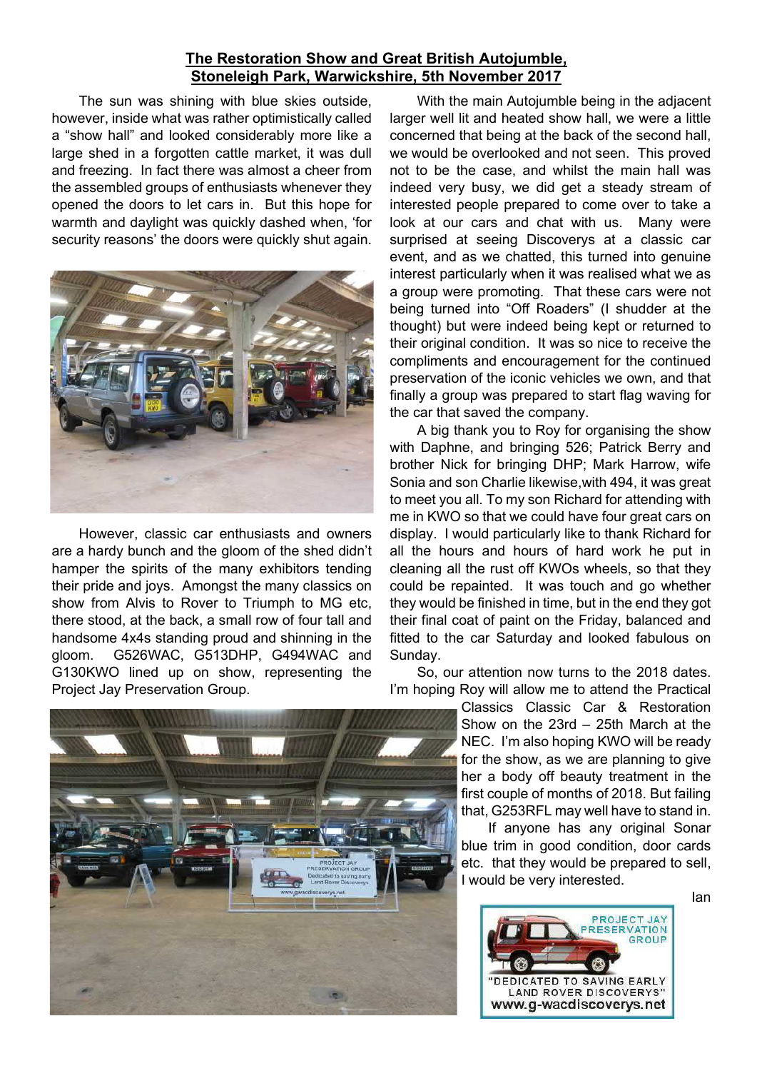# The Restoration Show and Great British Autojumble, Stoneleigh Park, Warwickshire, 5th November 2017

The sun was shining with blue skies outside, however, inside what was rather optimistically called a "show hall" and looked considerably more like a large shed in a forgotten cattle market, it was dull and freezing. In fact there was almost a cheer from the assembled groups of enthusiasts whenever they opened the doors to let cars in. But this hope for warmth and daylight was quickly dashed when, 'for security reasons' the doors were quickly shut again.

However, classic car enthusiasts and owners are a hardy bunch and the gloom of the shed didn't hamper the spirits of the many exhibitors tending their pride and joys. Amongst the many classics on show from Alvis to Rover to Triumph to MG etc, there stood, at the back, a small row of four tall and handsome 4x4s standing proud and shinning in the gloom. G526WAC, G513DHP, G494WAC and G130KWO lined up on show, representing the Project Jay Preservation Group.

With the main Autojumble being in the adjacent larger well lit and heated show hall, we were a little concerned that being at the back of the second hall, we would be overlooked and not seen. This proved not to be the case, and whilst the main hall was indeed very busy, we did get a steady stream of interested people prepared to come over to take a look at our cars and chat with us. Many were surprised at seeing Discoverys at a classic car event, and as we chatted, this turned into genuine interest particularly when it was realised what we as a group were promoting. That these cars were not being turned into "Off Roaders" (I shudder at the thought) but were indeed being kept or returned to their original condition. It was so nice to receive the compliments and encouragement for the continued preservation of the iconic vehicles we own, and that finally a group was prepared to start flag waving for the car that saved the company.

A big thank you to Roy for organising the show with Daphne, and bringing 526; Patrick Berry and brother Nick for bringing DHP; Mark Harrow, wife Sonia and son Charlie likewise,with 494, it was great to meet you all. To my son Richard for attending with me in KWO so that we could have four great cars on display. I would particularly like to thank Richard for all the hours and hours of hard work he put in cleaning all the rust off KWOs wheels, so that they could be repainted. It was touch and go whether they would be finished in time, but in the end they got their final coat of paint on the Friday, balanced and fitted to the car Saturday and looked fabulous on Sunday.

So, our attention now turns to the 2018 dates. I'm hoping Roy will allow me to attend the Practical Classics Classic Car & Restoration Show on the 23rd – 25th March at the NEC. I'm also hoping KWO will be ready for the show, as we are planning to give her a body off beauty treatment in the first couple of months of 2018. But failing that, G253RFL may well have to stand in.

If anyone has any original Sonar blue trim in good condition, door cards etc. that they would be prepared to sell, I would be very interested.

Ian

PROJECT JAY PRESERVATION GROUP

"DEDICATED TO SAVING EARLY LAND ROVER DISCOVERYS"

www.g-wacdiscoverys.net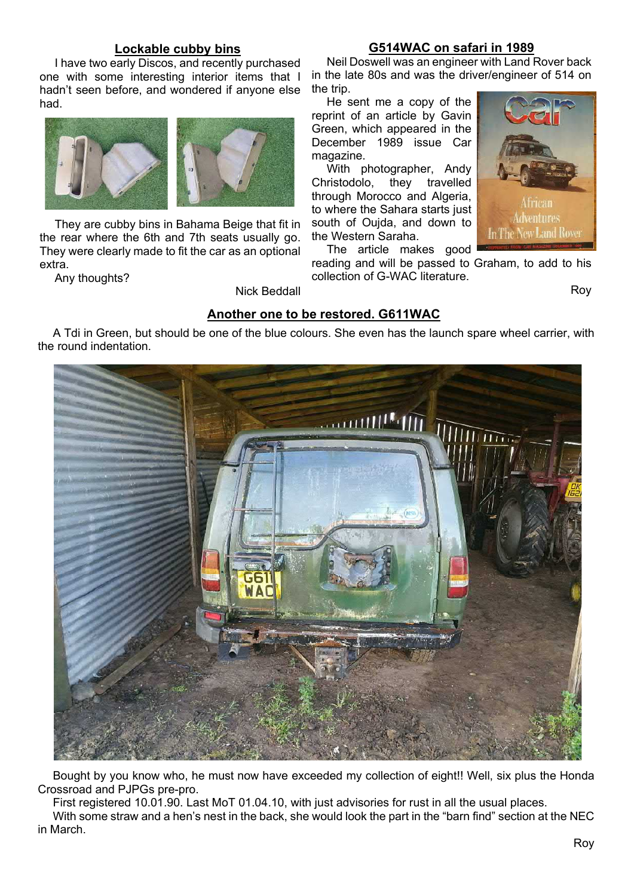## Lockable cubby bins

I have two early Discos, and recently purchased one with some interesting interior items that I hadn't seen before, and wondered if anyone else had.

They are cubby bins in Bahama Beige that fit in the rear where the 6th and 7th seats usually go. They were clearly made to fit the car as an optional extra.

Any thoughts?

Nick Beddall

## G514WAC on safari in 1989

Neil Doswell was an engineer with Land Rover back in the late 80s and was the driver/engineer of 514 on the trip.

He sent me a copy of the reprint of an article by Gavin Green, which appeared in the December 1989 issue Car magazine.

With photographer, Andy Christodolo, they travelled through Morocco and Algeria, to where the Sahara starts just south of Oujda, and down to the Western Saraha.

The article makes good reading and will be passed to Graham, to add to his collection of G-WAC literature.

Roy

## Another one to be restored. G611WAC

A Tdi in Green, but should be one of the blue colours. She even has the launch spare wheel carrier, with the round indentation.

Bought by you know who, he must now have exceeded my collection of eight!! Well, six plus the Honda Crossroad and PJPGs pre-pro.

First registered 10.01.90. Last MoT 01.04.10, with just advisories for rust in all the usual places.

With some straw and a hen's nest in the back, she would look the part in the "barn find" section at the NEC in March.

Roy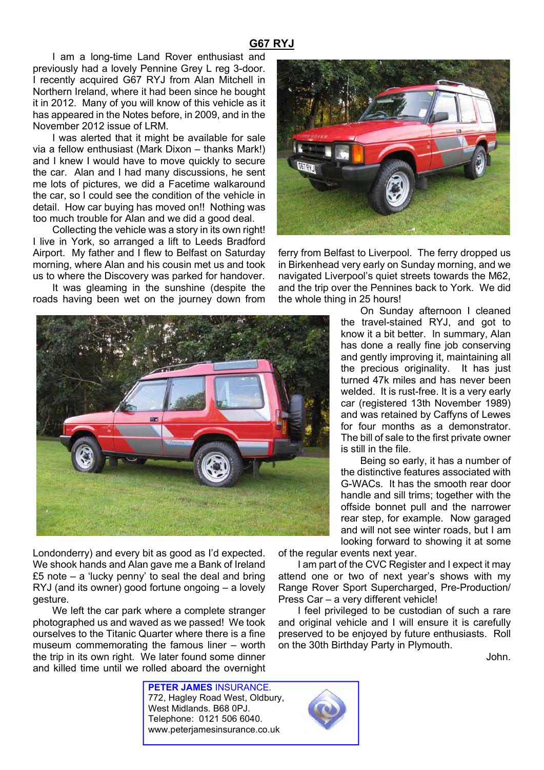## G67 RYJ

I am a long-time Land Rover enthusiast and previously had a lovely Pennine Grey L reg 3-door. I recently acquired G67 RYJ from Alan Mitchell in Northern Ireland, where it had been since he bought it in 2012. Many of you will know of this vehicle as it has appeared in the Notes before, in 2009, and in the November 2012 issue of LRM.

I was alerted that it might be available for sale via a fellow enthusiast (Mark Dixon – thanks Mark!) and I knew I would have to move quickly to secure the car. Alan and I had many discussions, he sent me lots of pictures, we did a Facetime walkaround the car, so I could see the condition of the vehicle in detail. How car buying has moved on!! Nothing was too much trouble for Alan and we did a good deal.

Collecting the vehicle was a story in its own right! I live in York, so arranged a lift to Leeds Bradford Airport. My father and I flew to Belfast on Saturday morning, where Alan and his cousin met us and took us to where the Discovery was parked for handover.

It was gleaming in the sunshine (despite the roads having been wet on the journey down from Londonderry) and every bit as good as I'd expected. We shook hands and Alan gave me a Bank of Ireland £5 note – a 'lucky penny' to seal the deal and bring RYJ (and its owner) good fortune ongoing – a lovely gesture.

We left the car park where a complete stranger photographed us and waved as we passed! We took ourselves to the Titanic Quarter where there is a fine museum commemorating the famous liner – worth the trip in its own right. We later found some dinner and killed time until we rolled aboard the overnight ferry from Belfast to Liverpool. The ferry dropped us in Birkenhead very early on Sunday morning, and we navigated Liverpool's quiet streets towards the M62, and the trip over the Pennines back to York. We did the whole thing in 25 hours!

On Sunday afternoon I cleaned the travel-stained RYJ, and got to know it a bit better. In summary, Alan has done a really fine job conserving and gently improving it, maintaining all the precious originality. It has just turned 47k miles and has never been welded. It is rust-free. It is a very early car (registered 13th November 1989) and was retained by Caffyns of Lewes for four months as a demonstrator. The bill of sale to the first private owner is still in the file.

Being so early, it has a number of the distinctive features associated with G-WACs. It has the smooth rear door handle and sill trims; together with the offside bonnet pull and the narrower rear step, for example. Now garaged and will not see winter roads, but I am looking forward to showing it at some of the regular events next year.

I am part of the CVC Register and I expect it may attend one or two of next year's shows with my Range Rover Sport Supercharged, Pre-Production/ Press Car – a very different vehicle!

I feel privileged to be custodian of such a rare and original vehicle and I will ensure it is carefully preserved to be enjoyed by future enthusiasts. Roll on the 30th Birthday Party in Plymouth.

John.

**PETER JAMES** INSURANCE.
772, Hagley Road West, Oldbury,
West Midlands. B68 0PJ.
Telephone: 0121 506 6040.
www.peterjamesinsurance.co.uk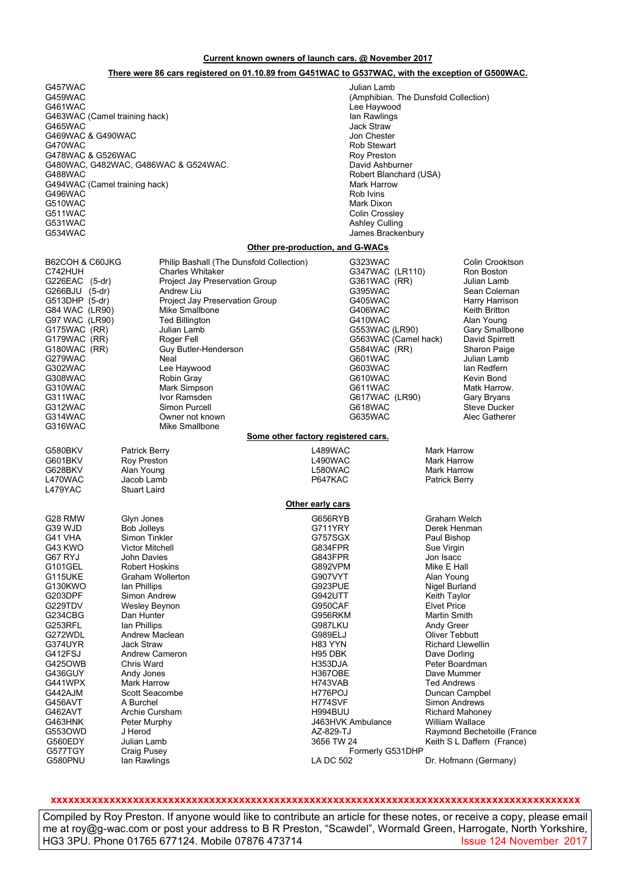**Current known owners of launch cars. @ November 2017**

**There were 86 cars registered on 01.10.89 from G451WAC to G537WAC, with the exception of G500WAC.**

| | |
|---|---|
| G457WAC | Julian Lamb |
| G459WAC | (Amphibian. The Dunsfold Collection) |
| G461WAC | Lee Haywood |
| G463WAC (Camel training hack) | Ian Rawlings |
| G465WAC | Jack Straw |
| G469WAC & G490WAC | Jon Chester |
| G470WAC | Rob Stewart |
| G478WAC & G526WAC | Roy Preston |
| G480WAC, G482WAC, G486WAC & G524WAC. | David Ashburner |
| G488WAC | Robert Blanchard (USA) |
| G494WAC (Camel training hack) | Mark Harrow |
| G496WAC | Rob Ivins |
| G510WAC | Mark Dixon |
| G511WAC | Colin Crossley |
| G531WAC | Ashley Culling |
| G534WAC | James Brackenbury |

**Other pre-production, and G-WACs**

| | |
|---|---|
| B62COH & C60JKG | Philip Bashall (The Dunsfold Collection) |
| C742HUH | Charles Whitaker |
| G226EAC (5-dr) | Project Jay Preservation Group |
| G266BJU (5-dr) | Andrew Liu |
| G513DHP (5-dr) | Project Jay Preservation Group |
| G84 WAC (LR90) | Mike Smallbone |
| G97 WAC (LR90) | Ted Billington |
| G175WAC (RR) | Julian Lamb |
| G179WAC (RR) | Roger Fell |
| G180WAC (RR) | Guy Butler-Henderson |
| G279WAC | Neal |
| G302WAC | Lee Haywood |
| G308WAC | Robin Gray |
| G310WAC | Mark Simpson |
| G311WAC | Ivor Ramsden |
| G312WAC | Simon Purcell |
| G314WAC | Owner not known |
| G316WAC | Mike Smallbone |
| G323WAC | Colin Crooktson |
| G347WAC (LR110) | Ron Boston |
| G361WAC (RR) | Julian Lamb |
| G395WAC | Sean Coleman |
| G405WAC | Harry Harrison |
| G406WAC | Keith Britton |
| G410WAC | Alan Young |
| G553WAC (LR90) | Gary Smallbone |
| G563WAC (Camel hack) | David Spirrett |
| G584WAC (RR) | Sharon Paige |
| G601WAC | Julian Lamb |
| G603WAC | Ian Redfern |
| G610WAC | Kevin Bond |
| G611WAC | Matk Harrow. |
| G617WAC (LR90) | Gary Bryans |
| G618WAC | Steve Ducker |
| G635WAC | Alec Gatherer |

**Some other factory registered cars.**

| | |
|---|---|
| G580BKV | Patrick Berry |
| G601BKV | Roy Preston |
| G628BKV | Alan Young |
| L470WAC | Jacob Lamb |
| L479YAC | Stuart Laird |
| L489WAC | Mark Harrow |
| L490WAC | Mark Harrow |
| L580WAC | Mark Harrow |
| P647KAC | Patrick Berry |

**Other early cars**

| | |
|---|---|
| G28 RMW | Glyn Jones |
| G39 WJD | Bob Jolleys |
| G41 VHA | Simon Tinkler |
| G43 KWO | Victor Mitchell |
| G67 RYJ | John Davies |
| G101GEL | Robert Hoskins |
| G115UKE | Graham Wollerton |
| G130KWO | Ian Phillips |
| G203DPF | Simon Andrew |
| G229TDV | Wesley Beynon |
| G234CBG | Dan Hunter |
| G253RFL | Ian Phillips |
| G272WDL | Andrew Maclean |
| G374UYR | Jack Straw |
| G412FSJ | Andrew Cameron |
| G425OWB | Chris Ward |
| G436GUY | Andy Jones |
| G441WPX | Mark Harrow |
| G442AJM | Scott Seacombe |
| G456AVT | A Burchel |
| G462AVT | Archie Cursham |
| G463HNK | Peter Murphy |
| G553OWD | J Herod |
| G560EDY | Julian Lamb |
| G577TGY | Craig Pusey |
| G580PNU | Ian Rawlings |
| G656RYB | Graham Welch |
| G711YRY | Derek Henman |
| G757SGX | Paul Bishop |
| G834FPR | Sue Virgin |
| G843FPR | Jon Isacc |
| G892VPM | Mike E Hall |
| G907VYT | Alan Young |
| G923PUE | Nigel Burland |
| G942UTT | Keith Taylor |
| G950CAF | Elvet Price |
| G956RKM | Martin Smith |
| G987LKU | Andy Greer |
| G989ELJ | Oliver Tebbutt |
| H83 YYN | Richard Llewellin |
| H95 DBK | Dave Dorling |
| H353DJA | Peter Boardman |
| H367OBE | Dave Mummer |
| H743VAB | Ted Andrews |
| H776POJ | Duncan Campbel |
| H774SVF | Simon Andrews |
| H994BUU | Richard Mahoney |
| J463HVK Ambulance | William Wallace |
| AZ-829-TJ | Raymond Bechetoille (France |
| 3656 TW 24 | Keith S L Daffern (France) |
| Formerly G531DHP | |
| LA DC 502 | Dr. Hofmann (Germany) |

**xxxxxxxxxxxxxxxxxxxxxxxxxxxxxxxxxxxxxxxxxxxxxxxxxxxxxxxxxxxxxxxxxxxxxxxxxxxxxxxxxxxxxxxxxxxxx**

Compiled by Roy Preston. If anyone would like to contribute an article for these notes, or receive a copy, please email me at roy@g-wac.com or post your address to B R Preston, "Scawdel", Wormald Green, Harrogate, North Yorkshire, HG3 3PU. Phone 01765 677124. Mobile 07876 473714 Issue 124 November 2017